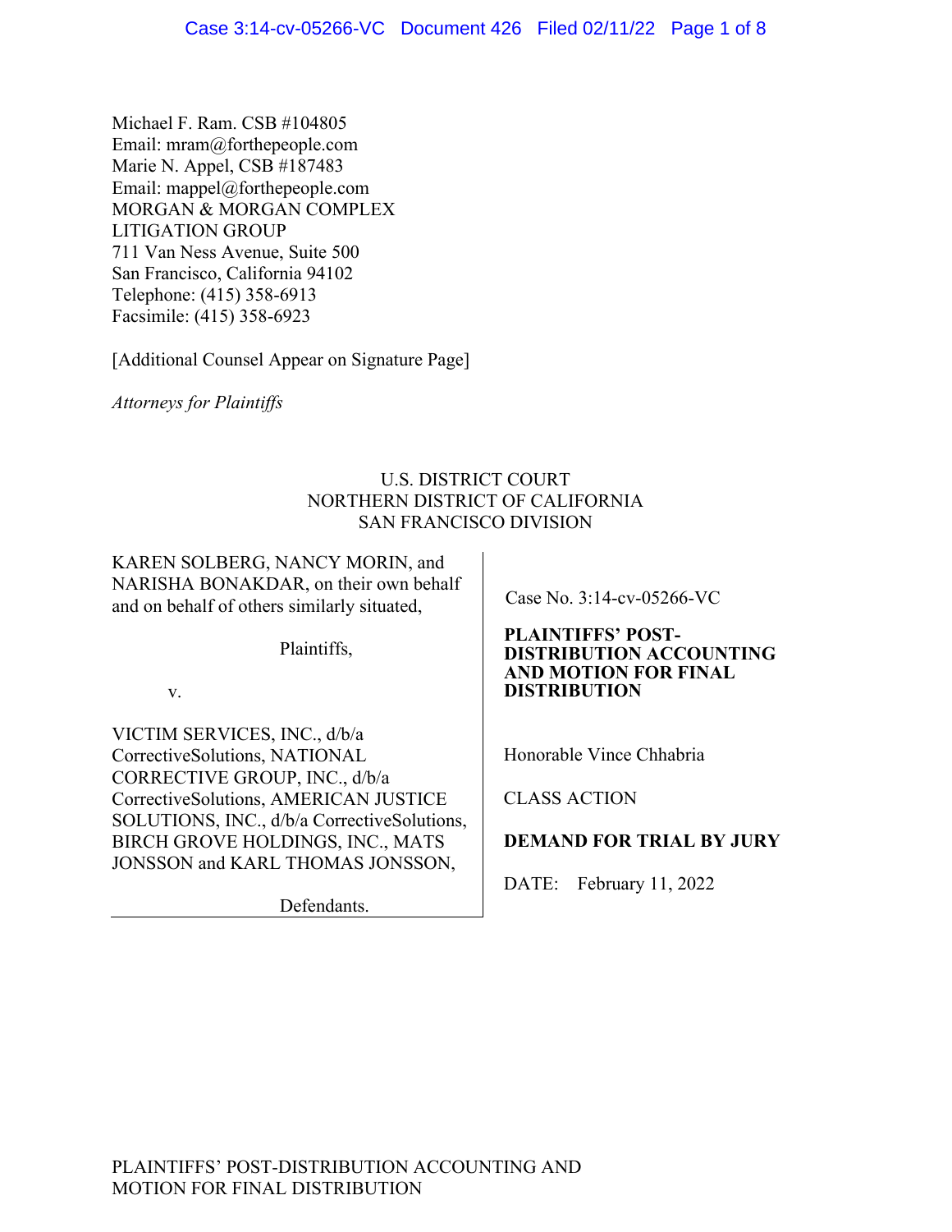Michael F. Ram. CSB #104805
Email: mram@forthepeople.com
Marie N. Appel, CSB #187483
Email: mappel@forthepeople.com
MORGAN & MORGAN COMPLEX LITIGATION GROUP
711 Van Ness Avenue, Suite 500
San Francisco, California 94102
Telephone: (415) 358-6913
Facsimile: (415) 358-6923

[Additional Counsel Appear on Signature Page]

*Attorneys for Plaintiffs*

U.S. DISTRICT COURT
NORTHERN DISTRICT OF CALIFORNIA
SAN FRANCISCO DIVISION

KAREN SOLBERG, NANCY MORIN, and NARISHA BONAKDAR, on their own behalf and on behalf of others similarly situated,

Plaintiffs,

v.

VICTIM SERVICES, INC., d/b/a CorrectiveSolutions, NATIONAL CORRECTIVE GROUP, INC., d/b/a CorrectiveSolutions, AMERICAN JUSTICE SOLUTIONS, INC., d/b/a CorrectiveSolutions, BIRCH GROVE HOLDINGS, INC., MATS JONSSON and KARL THOMAS JONSSON,

Defendants.

Case No. 3:14-cv-05266-VC

**PLAINTIFFS' POST-DISTRIBUTION ACCOUNTING AND MOTION FOR FINAL DISTRIBUTION**

Honorable Vince Chhabria

CLASS ACTION

**DEMAND FOR TRIAL BY JURY**

DATE: February 11, 2022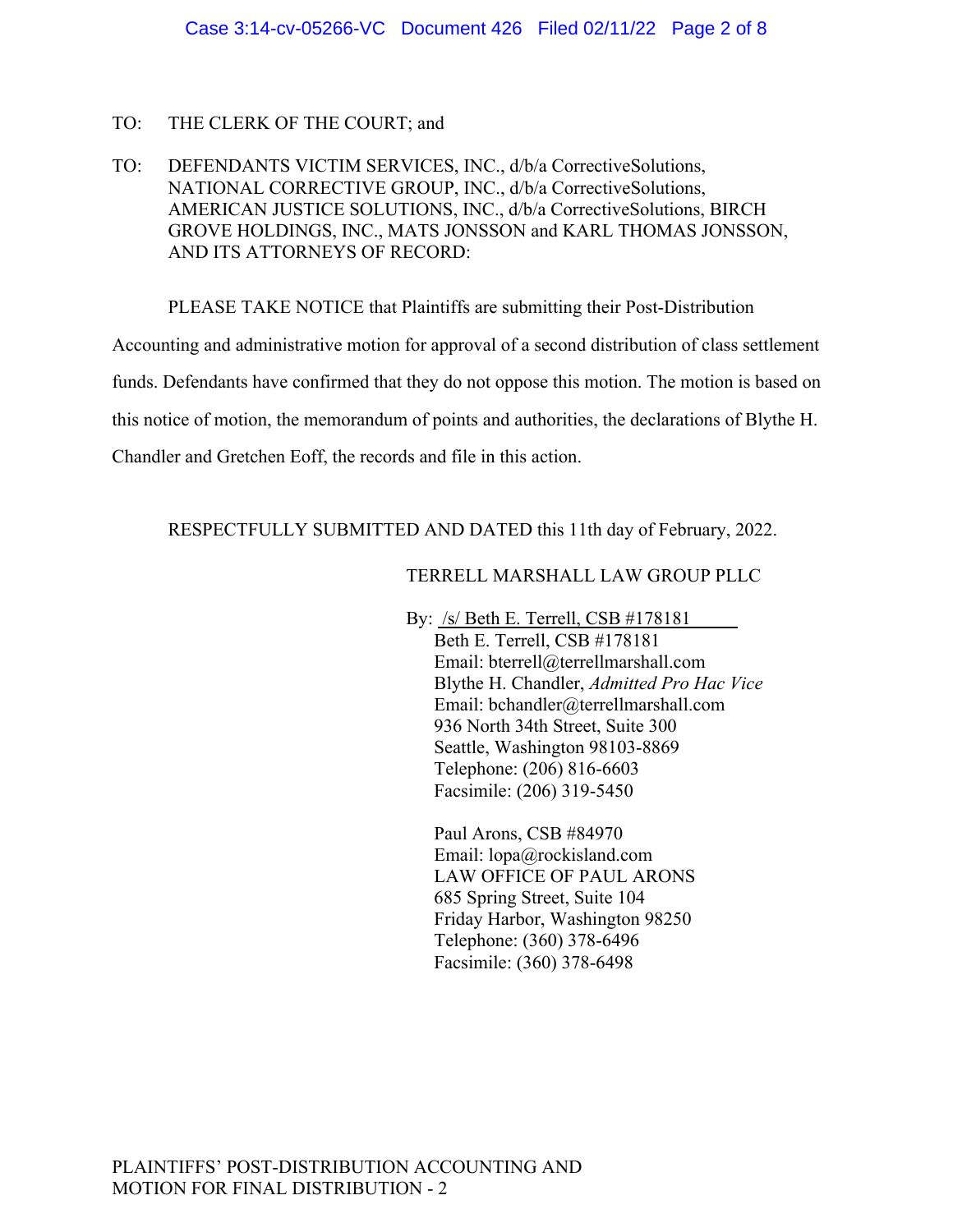TO: THE CLERK OF THE COURT; and

TO: DEFENDANTS VICTIM SERVICES, INC., d/b/a CorrectiveSolutions, NATIONAL CORRECTIVE GROUP, INC., d/b/a CorrectiveSolutions, AMERICAN JUSTICE SOLUTIONS, INC., d/b/a CorrectiveSolutions, BIRCH GROVE HOLDINGS, INC., MATS JONSSON and KARL THOMAS JONSSON, AND ITS ATTORNEYS OF RECORD:

PLEASE TAKE NOTICE that Plaintiffs are submitting their Post-Distribution Accounting and administrative motion for approval of a second distribution of class settlement funds. Defendants have confirmed that they do not oppose this motion. The motion is based on this notice of motion, the memorandum of points and authorities, the declarations of Blythe H. Chandler and Gretchen Eoff, the records and file in this action.

RESPECTFULLY SUBMITTED AND DATED this 11th day of February, 2022.

TERRELL MARSHALL LAW GROUP PLLC

By: /s/ Beth E. Terrell, CSB #178181
Beth E. Terrell, CSB #178181
Email: bterrell@terrellmarshall.com
Blythe H. Chandler, *Admitted Pro Hac Vice*
Email: bchandler@terrellmarshall.com
936 North 34th Street, Suite 300
Seattle, Washington 98103-8869
Telephone: (206) 816-6603
Facsimile: (206) 319-5450

Paul Arons, CSB #84970
Email: lopa@rockisland.com
LAW OFFICE OF PAUL ARONS
685 Spring Street, Suite 104
Friday Harbor, Washington 98250
Telephone: (360) 378-6496
Facsimile: (360) 378-6498

PLAINTIFFS' POST-DISTRIBUTION ACCOUNTING AND MOTION FOR FINAL DISTRIBUTION - 2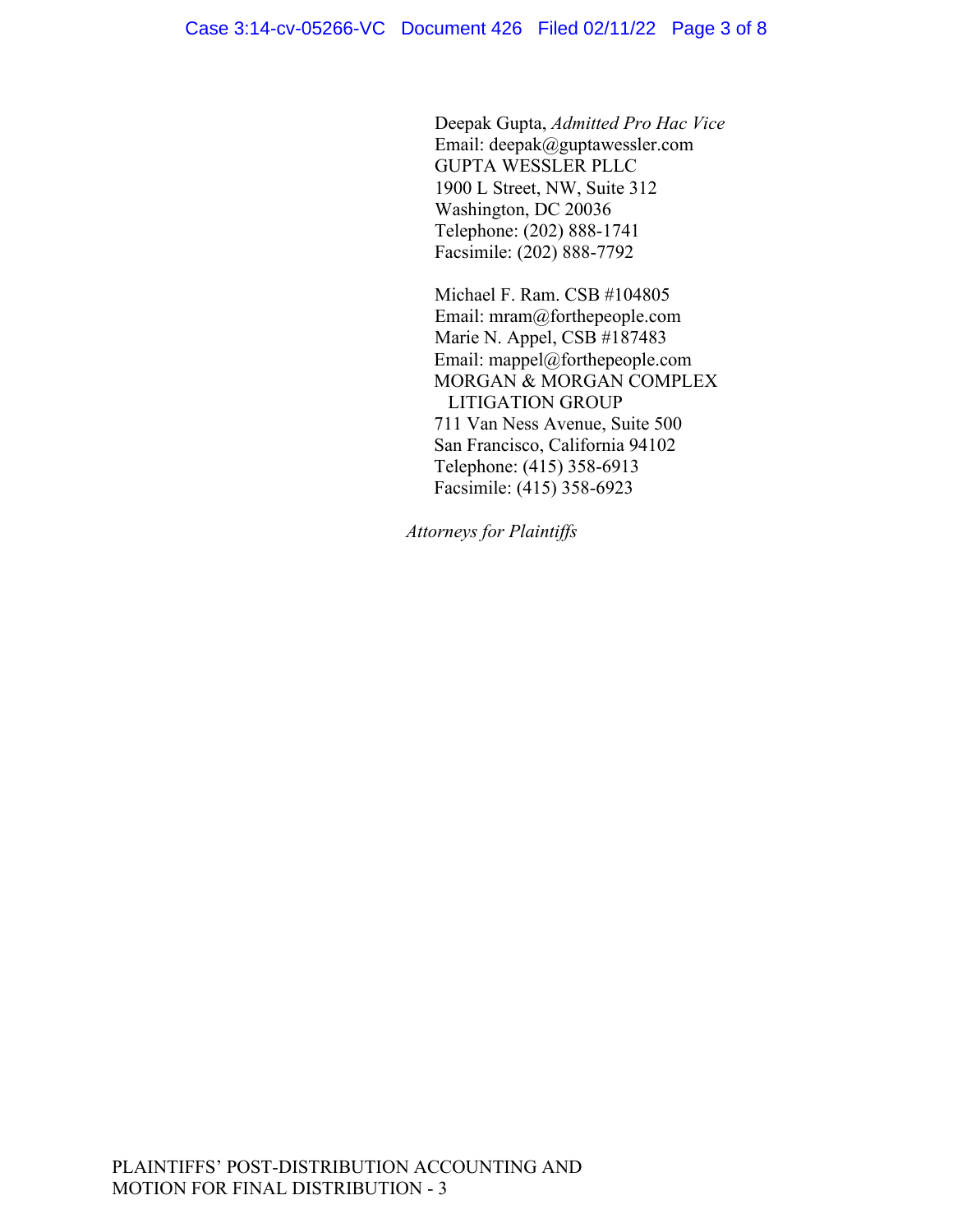Deepak Gupta, *Admitted Pro Hac Vice*
Email: deepak@guptawessler.com
GUPTA WESSLER PLLC
1900 L Street, NW, Suite 312
Washington, DC 20036
Telephone: (202) 888-1741
Facsimile: (202) 888-7792

Michael F. Ram. CSB #104805
Email: mram@forthepeople.com
Marie N. Appel, CSB #187483
Email: mappel@forthepeople.com
MORGAN & MORGAN COMPLEX
LITIGATION GROUP
711 Van Ness Avenue, Suite 500
San Francisco, California 94102
Telephone: (415) 358-6913
Facsimile: (415) 358-6923

*Attorneys for Plaintiffs*

PLAINTIFFS' POST-DISTRIBUTION ACCOUNTING AND
MOTION FOR FINAL DISTRIBUTION - 3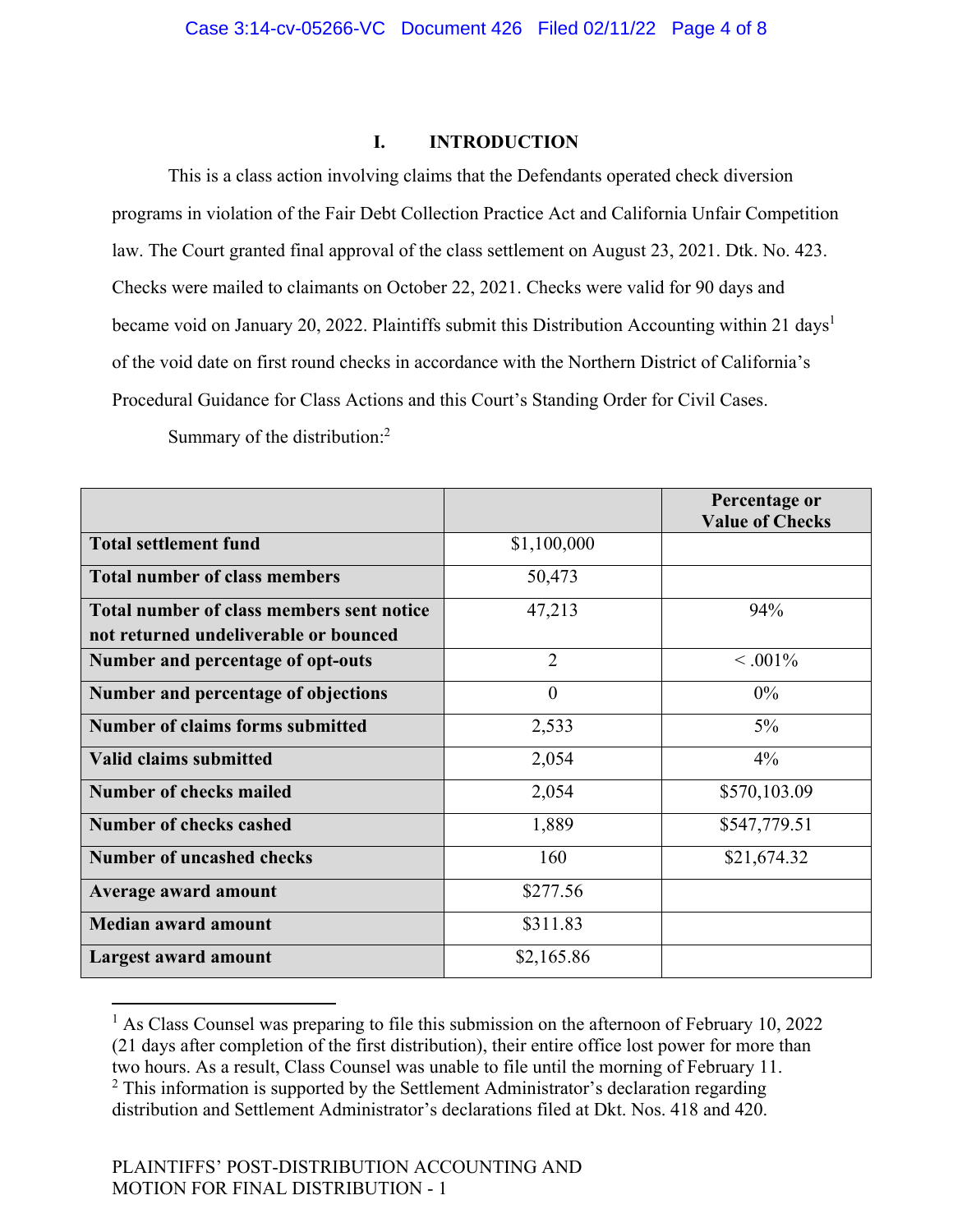## I. INTRODUCTION

This is a class action involving claims that the Defendants operated check diversion programs in violation of the Fair Debt Collection Practice Act and California Unfair Competition law. The Court granted final approval of the class settlement on August 23, 2021. Dtk. No. 423. Checks were mailed to claimants on October 22, 2021. Checks were valid for 90 days and became void on January 20, 2022. Plaintiffs submit this Distribution Accounting within 21 days[1] of the void date on first round checks in accordance with the Northern District of California's Procedural Guidance for Class Actions and this Court's Standing Order for Civil Cases.

Summary of the distribution:[2]

| | | Percentage or Value of Checks |
|---|---|---|
| **Total settlement fund** | $1,100,000 | |
| **Total number of class members** | 50,473 | |
| **Total number of class members sent notice not returned undeliverable or bounced** | 47,213 | 94% |
| **Number and percentage of opt-outs** | 2 | < .001% |
| **Number and percentage of objections** | 0 | 0% |
| **Number of claims forms submitted** | 2,533 | 5% |
| **Valid claims submitted** | 2,054 | 4% |
| **Number of checks mailed** | 2,054 | $570,103.09 |
| **Number of checks cashed** | 1,889 | $547,779.51 |
| **Number of uncashed checks** | 160 | $21,674.32 |
| **Average award amount** | $277.56 | |
| **Median award amount** | $311.83 | |
| **Largest award amount** | $2,165.86 | |

[1] As Class Counsel was preparing to file this submission on the afternoon of February 10, 2022 (21 days after completion of the first distribution), their entire office lost power for more than two hours. As a result, Class Counsel was unable to file until the morning of February 11.

[2] This information is supported by the Settlement Administrator's declaration regarding distribution and Settlement Administrator's declarations filed at Dkt. Nos. 418 and 420.

PLAINTIFFS' POST-DISTRIBUTION ACCOUNTING AND MOTION FOR FINAL DISTRIBUTION - 1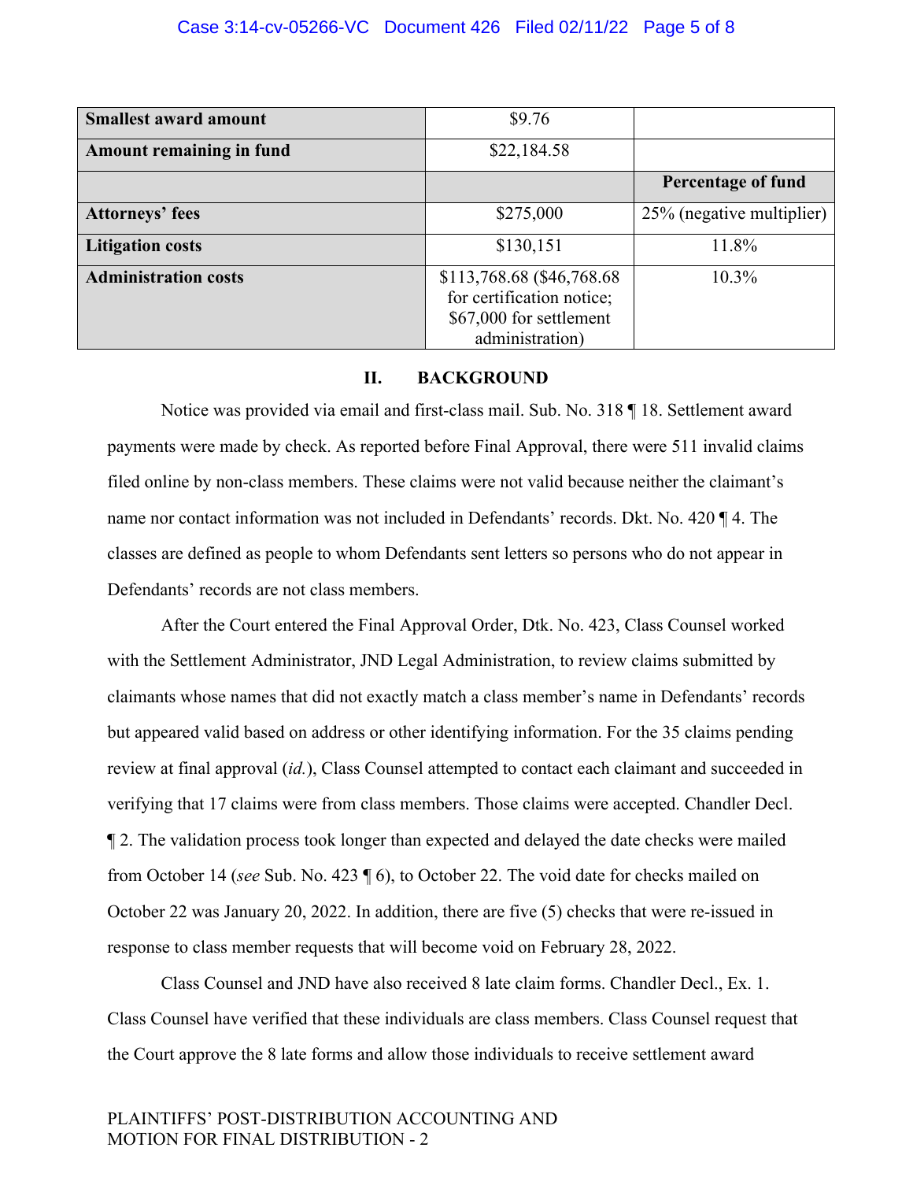| | | |
|---|---|---|
| **Smallest award amount** | $9.76 | |
| **Amount remaining in fund** | $22,184.58 | |
| | | **Percentage of fund** |
| **Attorneys' fees** | $275,000 | 25% (negative multiplier) |
| **Litigation costs** | $130,151 | 11.8% |
| **Administration costs** | $113,768.68 ($46,768.68 for certification notice; $67,000 for settlement administration) | 10.3% |

## II. BACKGROUND

Notice was provided via email and first-class mail. Sub. No. 318 ¶ 18. Settlement award payments were made by check. As reported before Final Approval, there were 511 invalid claims filed online by non-class members. These claims were not valid because neither the claimant's name nor contact information was not included in Defendants' records. Dkt. No. 420 ¶ 4. The classes are defined as people to whom Defendants sent letters so persons who do not appear in Defendants' records are not class members.

After the Court entered the Final Approval Order, Dtk. No. 423, Class Counsel worked with the Settlement Administrator, JND Legal Administration, to review claims submitted by claimants whose names that did not exactly match a class member's name in Defendants' records but appeared valid based on address or other identifying information. For the 35 claims pending review at final approval (*id.*), Class Counsel attempted to contact each claimant and succeeded in verifying that 17 claims were from class members. Those claims were accepted. Chandler Decl. ¶ 2. The validation process took longer than expected and delayed the date checks were mailed from October 14 (*see* Sub. No. 423 ¶ 6), to October 22. The void date for checks mailed on October 22 was January 20, 2022. In addition, there are five (5) checks that were re-issued in response to class member requests that will become void on February 28, 2022.

Class Counsel and JND have also received 8 late claim forms. Chandler Decl., Ex. 1. Class Counsel have verified that these individuals are class members. Class Counsel request that the Court approve the 8 late forms and allow those individuals to receive settlement award

PLAINTIFFS' POST-DISTRIBUTION ACCOUNTING AND MOTION FOR FINAL DISTRIBUTION - 2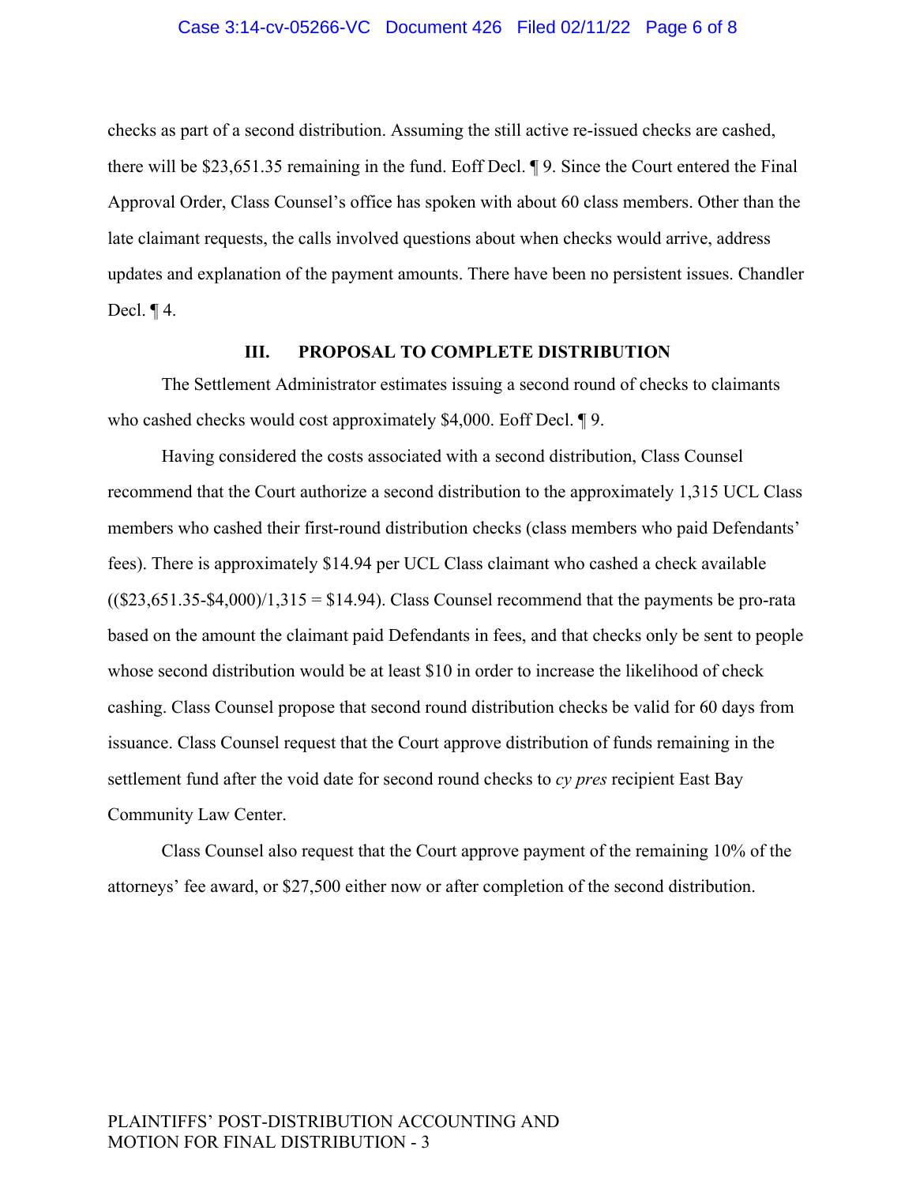checks as part of a second distribution. Assuming the still active re-issued checks are cashed, there will be $23,651.35 remaining in the fund. Eoff Decl. ¶ 9. Since the Court entered the Final Approval Order, Class Counsel's office has spoken with about 60 class members. Other than the late claimant requests, the calls involved questions about when checks would arrive, address updates and explanation of the payment amounts. There have been no persistent issues. Chandler Decl. ¶ 4.

## III. PROPOSAL TO COMPLETE DISTRIBUTION

The Settlement Administrator estimates issuing a second round of checks to claimants who cashed checks would cost approximately $4,000. Eoff Decl. ¶ 9.

Having considered the costs associated with a second distribution, Class Counsel recommend that the Court authorize a second distribution to the approximately 1,315 UCL Class members who cashed their first-round distribution checks (class members who paid Defendants' fees). There is approximately $14.94 per UCL Class claimant who cashed a check available (($23,651.35-$4,000)/1,315 = $14.94). Class Counsel recommend that the payments be pro-rata based on the amount the claimant paid Defendants in fees, and that checks only be sent to people whose second distribution would be at least $10 in order to increase the likelihood of check cashing. Class Counsel propose that second round distribution checks be valid for 60 days from issuance. Class Counsel request that the Court approve distribution of funds remaining in the settlement fund after the void date for second round checks to *cy pres* recipient East Bay Community Law Center.

Class Counsel also request that the Court approve payment of the remaining 10% of the attorneys' fee award, or $27,500 either now or after completion of the second distribution.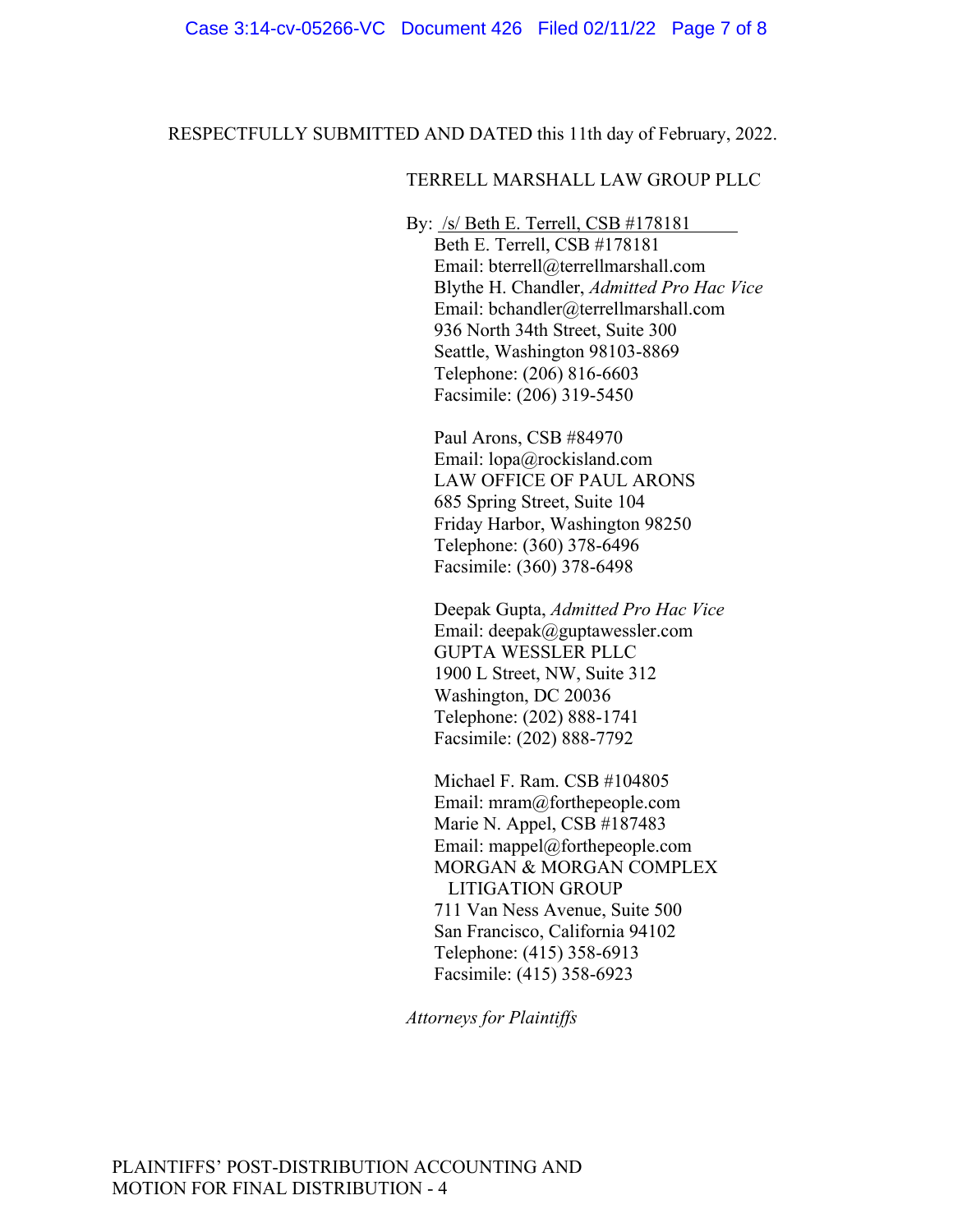RESPECTFULLY SUBMITTED AND DATED this 11th day of February, 2022.

TERRELL MARSHALL LAW GROUP PLLC

By: /s/ Beth E. Terrell, CSB #178181
Beth E. Terrell, CSB #178181
Email: bterrell@terrellmarshall.com
Blythe H. Chandler, *Admitted Pro Hac Vice*
Email: bchandler@terrellmarshall.com
936 North 34th Street, Suite 300
Seattle, Washington 98103-8869
Telephone: (206) 816-6603
Facsimile: (206) 319-5450

Paul Arons, CSB #84970
Email: lopa@rockisland.com
LAW OFFICE OF PAUL ARONS
685 Spring Street, Suite 104
Friday Harbor, Washington 98250
Telephone: (360) 378-6496
Facsimile: (360) 378-6498

Deepak Gupta, *Admitted Pro Hac Vice*
Email: deepak@guptawessler.com
GUPTA WESSLER PLLC
1900 L Street, NW, Suite 312
Washington, DC 20036
Telephone: (202) 888-1741
Facsimile: (202) 888-7792

Michael F. Ram. CSB #104805
Email: mram@forthepeople.com
Marie N. Appel, CSB #187483
Email: mappel@forthepeople.com
MORGAN & MORGAN COMPLEX LITIGATION GROUP
711 Van Ness Avenue, Suite 500
San Francisco, California 94102
Telephone: (415) 358-6913
Facsimile: (415) 358-6923

*Attorneys for Plaintiffs*

PLAINTIFFS' POST-DISTRIBUTION ACCOUNTING AND MOTION FOR FINAL DISTRIBUTION - 4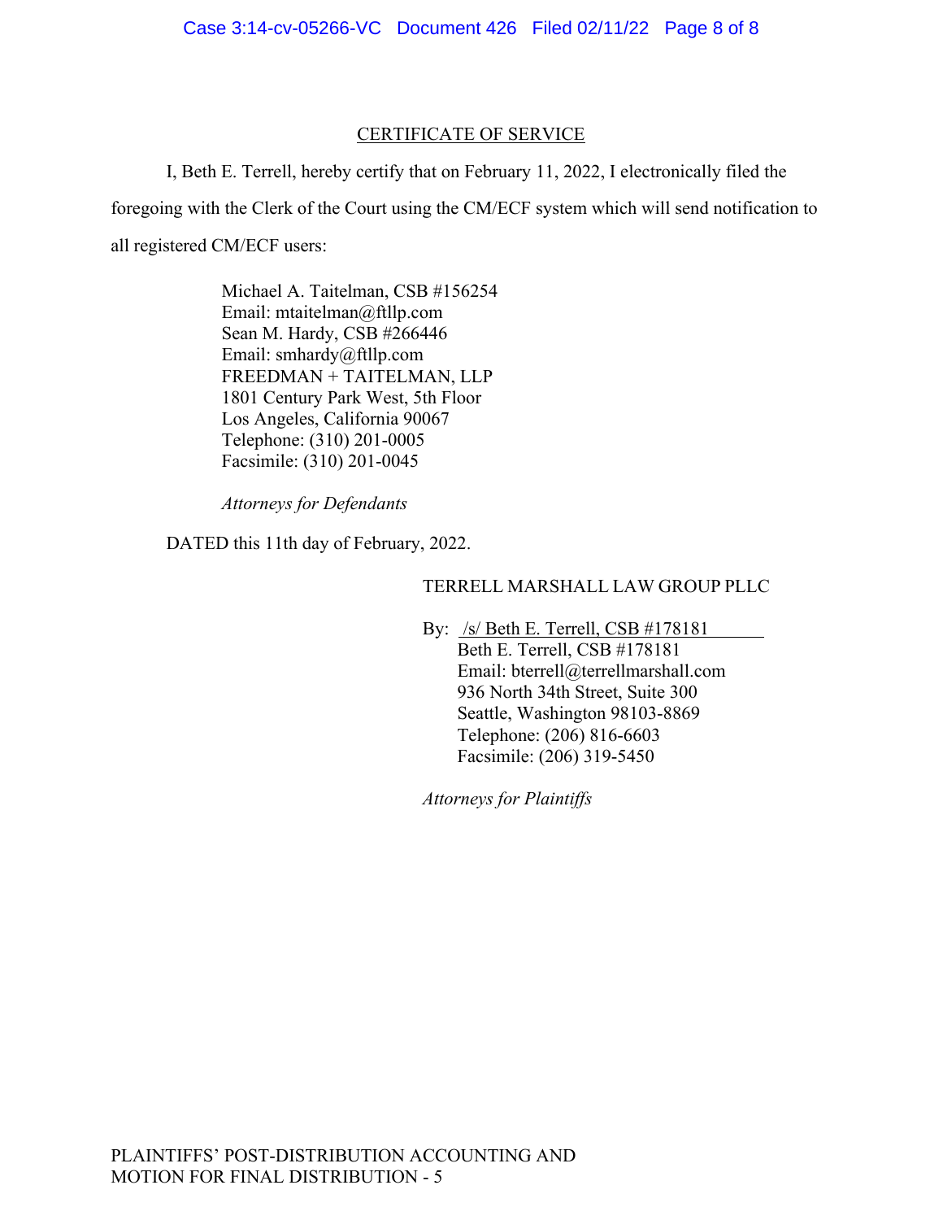## CERTIFICATE OF SERVICE

I, Beth E. Terrell, hereby certify that on February 11, 2022, I electronically filed the foregoing with the Clerk of the Court using the CM/ECF system which will send notification to all registered CM/ECF users:

Michael A. Taitelman, CSB #156254
Email: mtaitelman@ftllp.com
Sean M. Hardy, CSB #266446
Email: smhardy@ftllp.com
FREEDMAN + TAITELMAN, LLP
1801 Century Park West, 5th Floor
Los Angeles, California 90067
Telephone: (310) 201-0005
Facsimile: (310) 201-0045

*Attorneys for Defendants*

DATED this 11th day of February, 2022.

TERRELL MARSHALL LAW GROUP PLLC

By: /s/ Beth E. Terrell, CSB #178181
Beth E. Terrell, CSB #178181
Email: bterrell@terrellmarshall.com
936 North 34th Street, Suite 300
Seattle, Washington 98103-8869
Telephone: (206) 816-6603
Facsimile: (206) 319-5450

*Attorneys for Plaintiffs*

PLAINTIFFS' POST-DISTRIBUTION ACCOUNTING AND MOTION FOR FINAL DISTRIBUTION - 5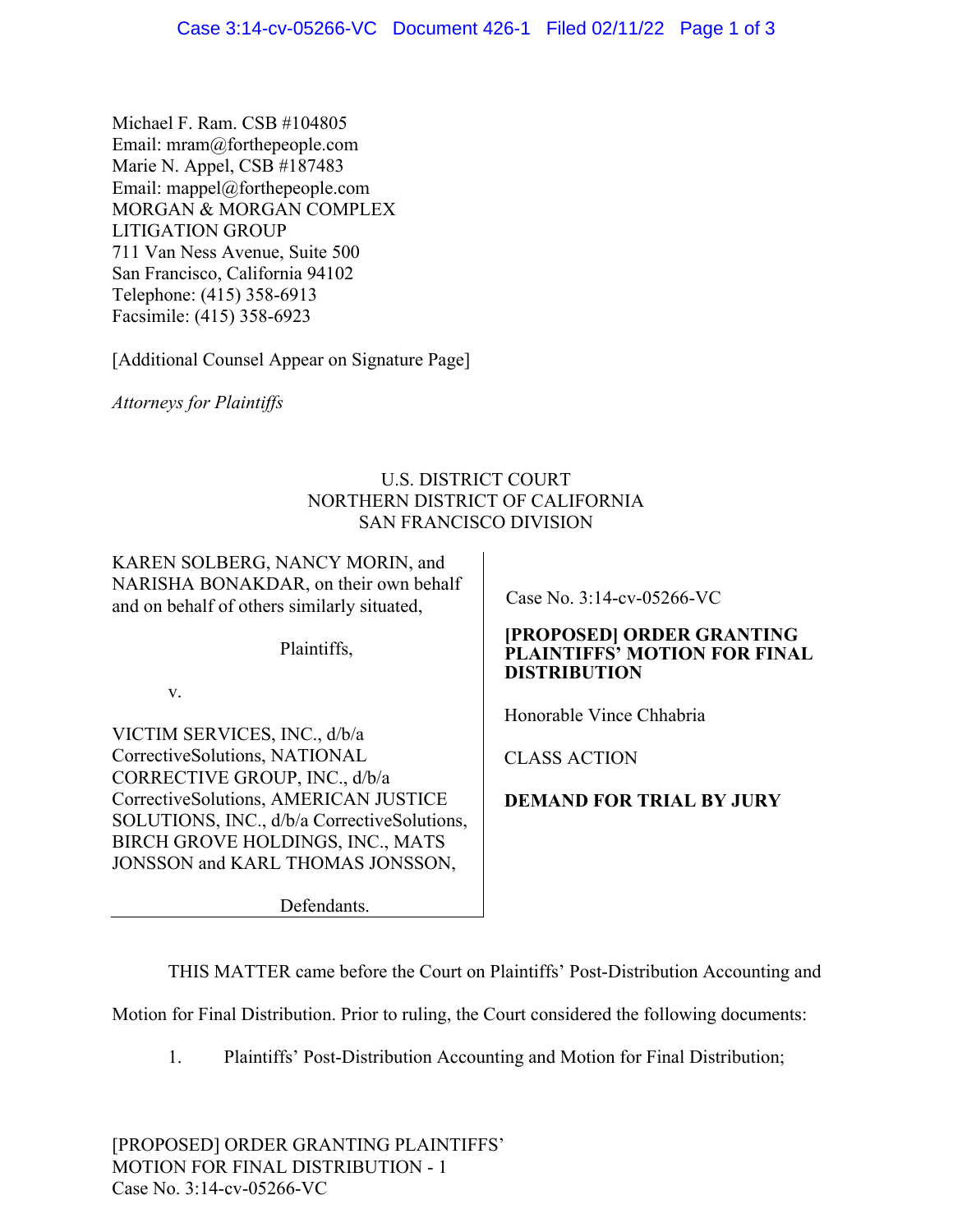Michael F. Ram. CSB #104805
Email: mram@forthepeople.com
Marie N. Appel, CSB #187483
Email: mappel@forthepeople.com
MORGAN & MORGAN COMPLEX
LITIGATION GROUP
711 Van Ness Avenue, Suite 500
San Francisco, California 94102
Telephone: (415) 358-6913
Facsimile: (415) 358-6923

[Additional Counsel Appear on Signature Page]

*Attorneys for Plaintiffs*

U.S. DISTRICT COURT
NORTHERN DISTRICT OF CALIFORNIA
SAN FRANCISCO DIVISION

KAREN SOLBERG, NANCY MORIN, and NARISHA BONAKDAR, on their own behalf and on behalf of others similarly situated,

Plaintiffs,

v.

VICTIM SERVICES, INC., d/b/a CorrectiveSolutions, NATIONAL CORRECTIVE GROUP, INC., d/b/a CorrectiveSolutions, AMERICAN JUSTICE SOLUTIONS, INC., d/b/a CorrectiveSolutions, BIRCH GROVE HOLDINGS, INC., MATS JONSSON and KARL THOMAS JONSSON,

Defendants.

Case No. 3:14-cv-05266-VC

**[PROPOSED] ORDER GRANTING PLAINTIFFS' MOTION FOR FINAL DISTRIBUTION**

Honorable Vince Chhabria

CLASS ACTION

**DEMAND FOR TRIAL BY JURY**

THIS MATTER came before the Court on Plaintiffs' Post-Distribution Accounting and Motion for Final Distribution. Prior to ruling, the Court considered the following documents:

1. Plaintiffs' Post-Distribution Accounting and Motion for Final Distribution;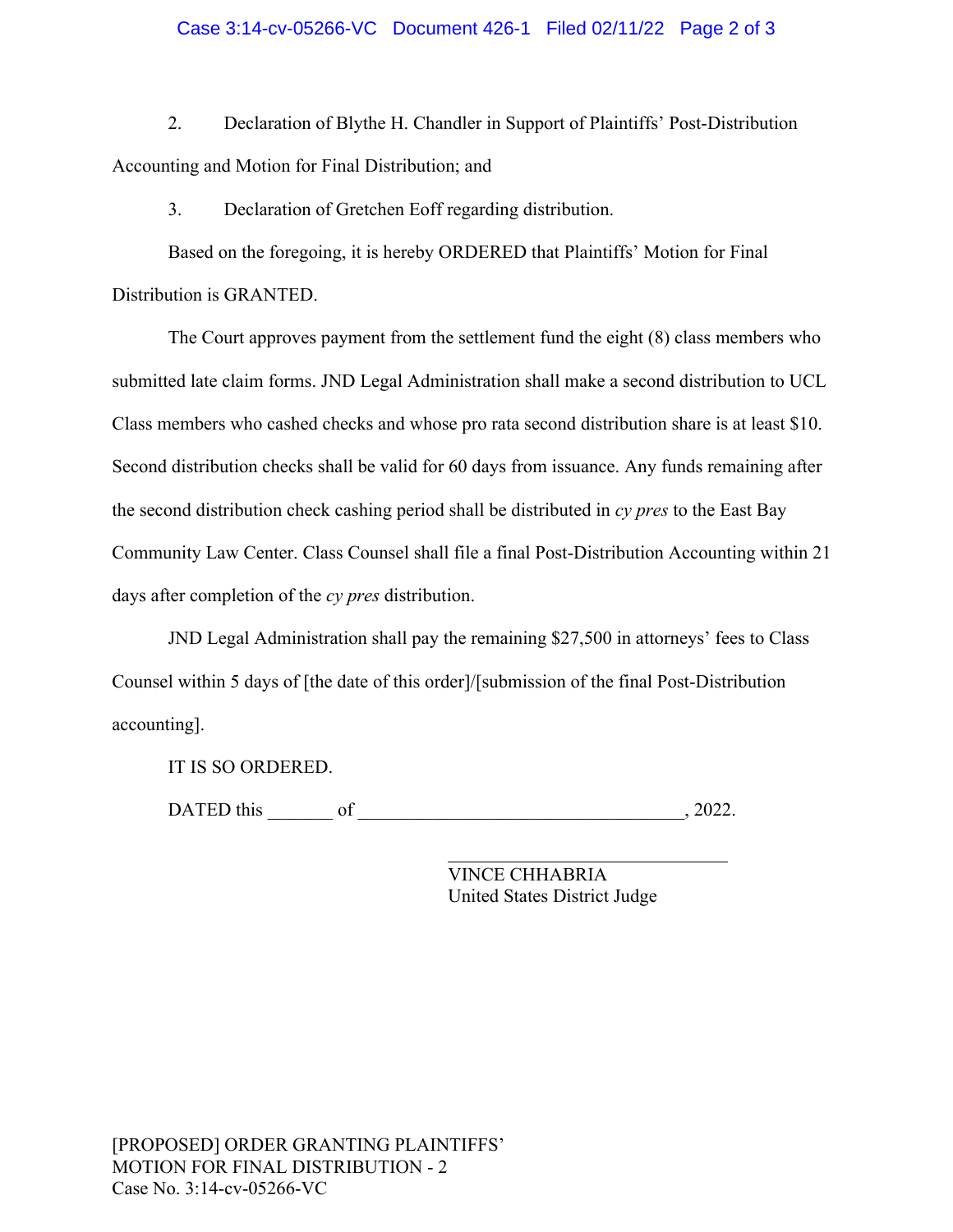2. Declaration of Blythe H. Chandler in Support of Plaintiffs' Post-Distribution Accounting and Motion for Final Distribution; and

3. Declaration of Gretchen Eoff regarding distribution.

Based on the foregoing, it is hereby ORDERED that Plaintiffs' Motion for Final Distribution is GRANTED.

The Court approves payment from the settlement fund the eight (8) class members who submitted late claim forms. JND Legal Administration shall make a second distribution to UCL Class members who cashed checks and whose pro rata second distribution share is at least $10. Second distribution checks shall be valid for 60 days from issuance. Any funds remaining after the second distribution check cashing period shall be distributed in *cy pres* to the East Bay Community Law Center. Class Counsel shall file a final Post-Distribution Accounting within 21 days after completion of the *cy pres* distribution.

JND Legal Administration shall pay the remaining $27,500 in attorneys' fees to Class Counsel within 5 days of [the date of this order]/[submission of the final Post-Distribution accounting].

IT IS SO ORDERED.

DATED this _______ of __________________________________, 2022.

_____________________________
VINCE CHHABRIA
United States District Judge

[PROPOSED] ORDER GRANTING PLAINTIFFS' MOTION FOR FINAL DISTRIBUTION - 2
Case No. 3:14-cv-05266-VC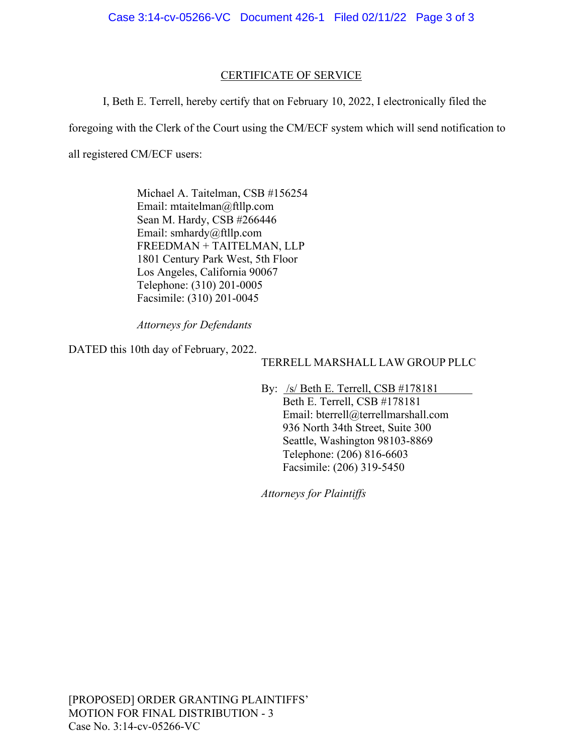## CERTIFICATE OF SERVICE

I, Beth E. Terrell, hereby certify that on February 10, 2022, I electronically filed the foregoing with the Clerk of the Court using the CM/ECF system which will send notification to all registered CM/ECF users:

Michael A. Taitelman, CSB #156254
Email: mtaitelman@ftllp.com
Sean M. Hardy, CSB #266446
Email: smhardy@ftllp.com
FREEDMAN + TAITELMAN, LLP
1801 Century Park West, 5th Floor
Los Angeles, California 90067
Telephone: (310) 201-0005
Facsimile: (310) 201-0045

*Attorneys for Defendants*

DATED this 10th day of February, 2022.

TERRELL MARSHALL LAW GROUP PLLC

By: /s/ Beth E. Terrell, CSB #178181
Beth E. Terrell, CSB #178181
Email: bterrell@terrellmarshall.com
936 North 34th Street, Suite 300
Seattle, Washington 98103-8869
Telephone: (206) 816-6603
Facsimile: (206) 319-5450

*Attorneys for Plaintiffs*

[PROPOSED] ORDER GRANTING PLAINTIFFS' MOTION FOR FINAL DISTRIBUTION - 3
Case No. 3:14-cv-05266-VC